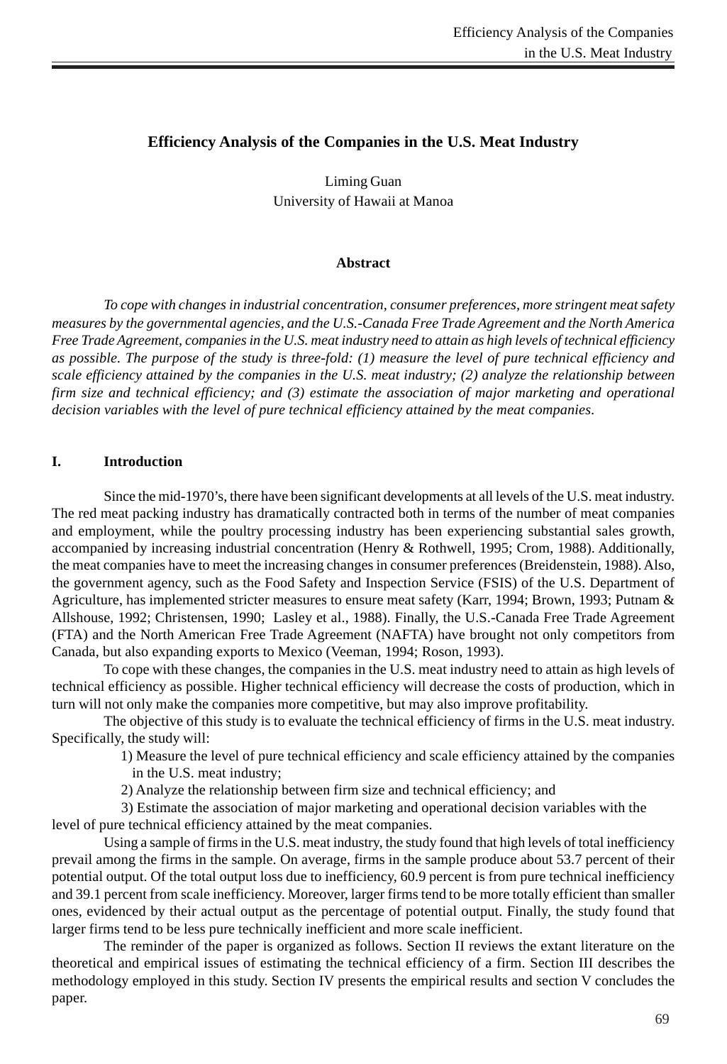## Efficiency Analysis of the Companies in the U.S. Meat Industry

Liming Guan
University of Hawaii at Manoa

### Abstract

*To cope with changes in industrial concentration, consumer preferences, more stringent meat safety measures by the governmental agencies, and the U.S.-Canada Free Trade Agreement and the North America Free Trade Agreement, companies in the U.S. meat industry need to attain as high levels of technical efficiency as possible. The purpose of the study is three-fold: (1) measure the level of pure technical efficiency and scale efficiency attained by the companies in the U.S. meat industry; (2) analyze the relationship between firm size and technical efficiency; and (3) estimate the association of major marketing and operational decision variables with the level of pure technical efficiency attained by the meat companies.*

### I. Introduction

Since the mid-1970's, there have been significant developments at all levels of the U.S. meat industry. The red meat packing industry has dramatically contracted both in terms of the number of meat companies and employment, while the poultry processing industry has been experiencing substantial sales growth, accompanied by increasing industrial concentration (Henry & Rothwell, 1995; Crom, 1988). Additionally, the meat companies have to meet the increasing changes in consumer preferences (Breidenstein, 1988). Also, the government agency, such as the Food Safety and Inspection Service (FSIS) of the U.S. Department of Agriculture, has implemented stricter measures to ensure meat safety (Karr, 1994; Brown, 1993; Putnam & Allshouse, 1992; Christensen, 1990; Lasley et al., 1988). Finally, the U.S.-Canada Free Trade Agreement (FTA) and the North American Free Trade Agreement (NAFTA) have brought not only competitors from Canada, but also expanding exports to Mexico (Veeman, 1994; Roson, 1993).

To cope with these changes, the companies in the U.S. meat industry need to attain as high levels of technical efficiency as possible. Higher technical efficiency will decrease the costs of production, which in turn will not only make the companies more competitive, but may also improve profitability.

The objective of this study is to evaluate the technical efficiency of firms in the U.S. meat industry. Specifically, the study will:

1) Measure the level of pure technical efficiency and scale efficiency attained by the companies in the U.S. meat industry;
2) Analyze the relationship between firm size and technical efficiency; and
3) Estimate the association of major marketing and operational decision variables with the level of pure technical efficiency attained by the meat companies.

Using a sample of firms in the U.S. meat industry, the study found that high levels of total inefficiency prevail among the firms in the sample. On average, firms in the sample produce about 53.7 percent of their potential output. Of the total output loss due to inefficiency, 60.9 percent is from pure technical inefficiency and 39.1 percent from scale inefficiency. Moreover, larger firms tend to be more totally efficient than smaller ones, evidenced by their actual output as the percentage of potential output. Finally, the study found that larger firms tend to be less pure technically inefficient and more scale inefficient.

The reminder of the paper is organized as follows. Section II reviews the extant literature on the theoretical and empirical issues of estimating the technical efficiency of a firm. Section III describes the methodology employed in this study. Section IV presents the empirical results and section V concludes the paper.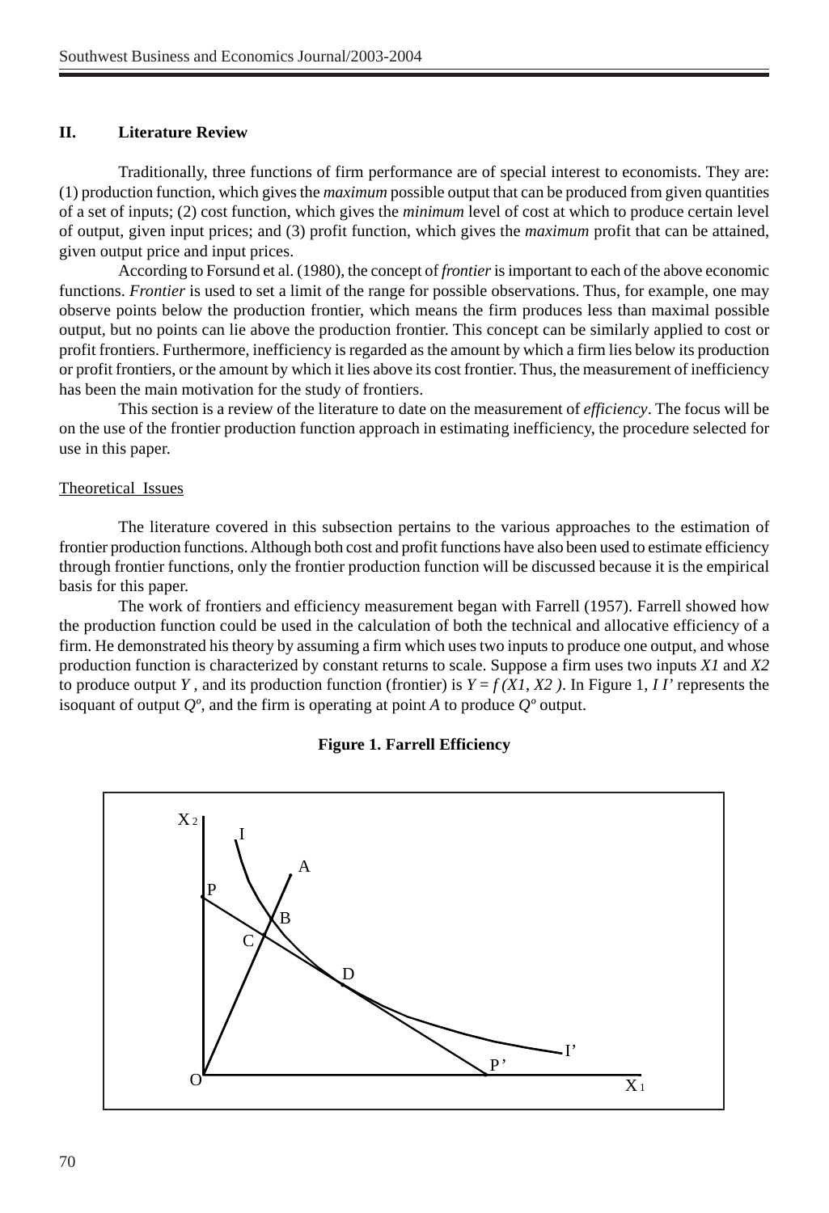## II. Literature Review

Traditionally, three functions of firm performance are of special interest to economists. They are: (1) production function, which gives the *maximum* possible output that can be produced from given quantities of a set of inputs; (2) cost function, which gives the *minimum* level of cost at which to produce certain level of output, given input prices; and (3) profit function, which gives the *maximum* profit that can be attained, given output price and input prices.

According to Forsund et al. (1980), the concept of *frontier* is important to each of the above economic functions. *Frontier* is used to set a limit of the range for possible observations. Thus, for example, one may observe points below the production frontier, which means the firm produces less than maximal possible output, but no points can lie above the production frontier. This concept can be similarly applied to cost or profit frontiers. Furthermore, inefficiency is regarded as the amount by which a firm lies below its production or profit frontiers, or the amount by which it lies above its cost frontier. Thus, the measurement of inefficiency has been the main motivation for the study of frontiers.

This section is a review of the literature to date on the measurement of *efficiency*. The focus will be on the use of the frontier production function approach in estimating inefficiency, the procedure selected for use in this paper.

### Theoretical Issues

The literature covered in this subsection pertains to the various approaches to the estimation of frontier production functions. Although both cost and profit functions have also been used to estimate efficiency through frontier functions, only the frontier production function will be discussed because it is the empirical basis for this paper.

The work of frontiers and efficiency measurement began with Farrell (1957). Farrell showed how the production function could be used in the calculation of both the technical and allocative efficiency of a firm. He demonstrated his theory by assuming a firm which uses two inputs to produce one output, and whose production function is characterized by constant returns to scale. Suppose a firm uses two inputs $X1$ and $X2$ to produce output $Y$, and its production function (frontier) is $Y = f(X1, X2)$. In Figure 1, $I I'$ represents the isoquant of output $Q^o$, and the firm is operating at point $A$ to produce $Q^o$ output.

**Figure 1. Farrell Efficiency**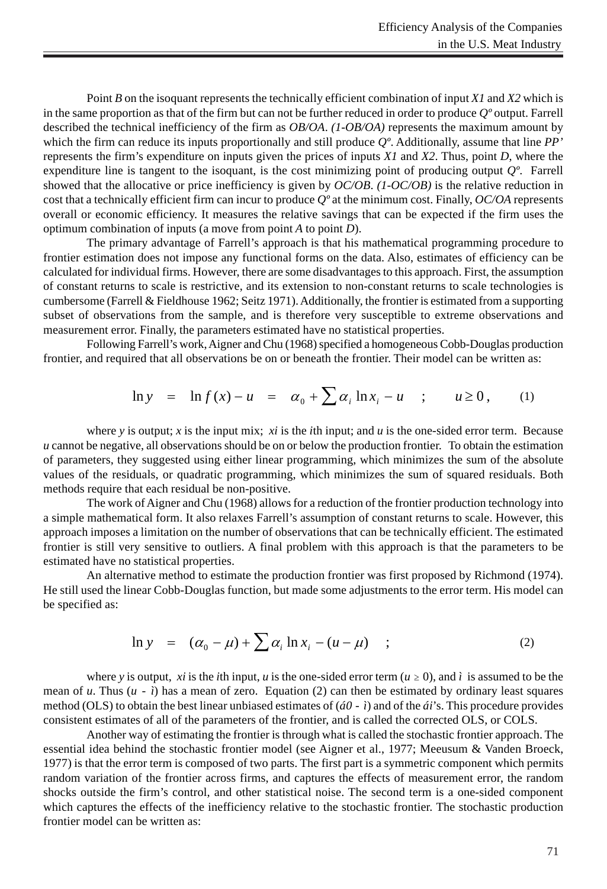Point *B* on the isoquant represents the technically efficient combination of input *X1* and *X2* which is in the same proportion as that of the firm but can not be further reduced in order to produce $Q^o$ output. Farrell described the technical inefficiency of the firm as *OB/OA*. *(1-OB/OA)* represents the maximum amount by which the firm can reduce its inputs proportionally and still produce $Q^o$. Additionally, assume that line *PP'* represents the firm's expenditure on inputs given the prices of inputs *X1* and *X2*. Thus, point *D*, where the expenditure line is tangent to the isoquant, is the cost minimizing point of producing output $Q^o$. Farrell showed that the allocative or price inefficiency is given by *OC/OB*. *(1-OC/OB)* is the relative reduction in cost that a technically efficient firm can incur to produce $Q^o$ at the minimum cost. Finally, *OC/OA* represents overall or economic efficiency. It measures the relative savings that can be expected if the firm uses the optimum combination of inputs (a move from point *A* to point *D*).

The primary advantage of Farrell's approach is that his mathematical programming procedure to frontier estimation does not impose any functional forms on the data. Also, estimates of efficiency can be calculated for individual firms. However, there are some disadvantages to this approach. First, the assumption of constant returns to scale is restrictive, and its extension to non-constant returns to scale technologies is cumbersome (Farrell & Fieldhouse 1962; Seitz 1971). Additionally, the frontier is estimated from a supporting subset of observations from the sample, and is therefore very susceptible to extreme observations and measurement error. Finally, the parameters estimated have no statistical properties.

Following Farrell's work, Aigner and Chu (1968) specified a homogeneous Cobb-Douglas production frontier, and required that all observations be on or beneath the frontier. Their model can be written as:

$$\ln y \quad = \quad \ln f(x) - u \quad = \quad \alpha_0 + \sum \alpha_i \ln x_i - u \quad ; \qquad u \geq 0\,, \qquad (1)$$

where *y* is output; *x* is the input mix; $x_i$ is the *i*th input; and *u* is the one-sided error term. Because *u* cannot be negative, all observations should be on or below the production frontier. To obtain the estimation of parameters, they suggested using either linear programming, which minimizes the sum of the absolute values of the residuals, or quadratic programming, which minimizes the sum of squared residuals. Both methods require that each residual be non-positive.

The work of Aigner and Chu (1968) allows for a reduction of the frontier production technology into a simple mathematical form. It also relaxes Farrell's assumption of constant returns to scale. However, this approach imposes a limitation on the number of observations that can be technically efficient. The estimated frontier is still very sensitive to outliers. A final problem with this approach is that the parameters to be estimated have no statistical properties.

An alternative method to estimate the production frontier was first proposed by Richmond (1974). He still used the linear Cobb-Douglas function, but made some adjustments to the error term. His model can be specified as:

$$\ln y \quad = \quad (\alpha_0 - \mu) + \sum \alpha_i \ln x_i - (u - \mu) \quad ; \qquad (2)$$

where *y* is output, $x_i$ is the *i*th input, *u* is the one-sided error term ($u \geq 0$), and $\mu$ is assumed to be the mean of *u*. Thus ($u - \mu$) has a mean of zero. Equation (2) can then be estimated by ordinary least squares method (OLS) to obtain the best linear unbiased estimates of ($\alpha_0 - \mu$) and of the $\alpha_i$'s. This procedure provides consistent estimates of all of the parameters of the frontier, and is called the corrected OLS, or COLS.

Another way of estimating the frontier is through what is called the stochastic frontier approach. The essential idea behind the stochastic frontier model (see Aigner et al., 1977; Meeusum & Vanden Broeck, 1977) is that the error term is composed of two parts. The first part is a symmetric component which permits random variation of the frontier across firms, and captures the effects of measurement error, the random shocks outside the firm's control, and other statistical noise. The second term is a one-sided component which captures the effects of the inefficiency relative to the stochastic frontier. The stochastic production frontier model can be written as: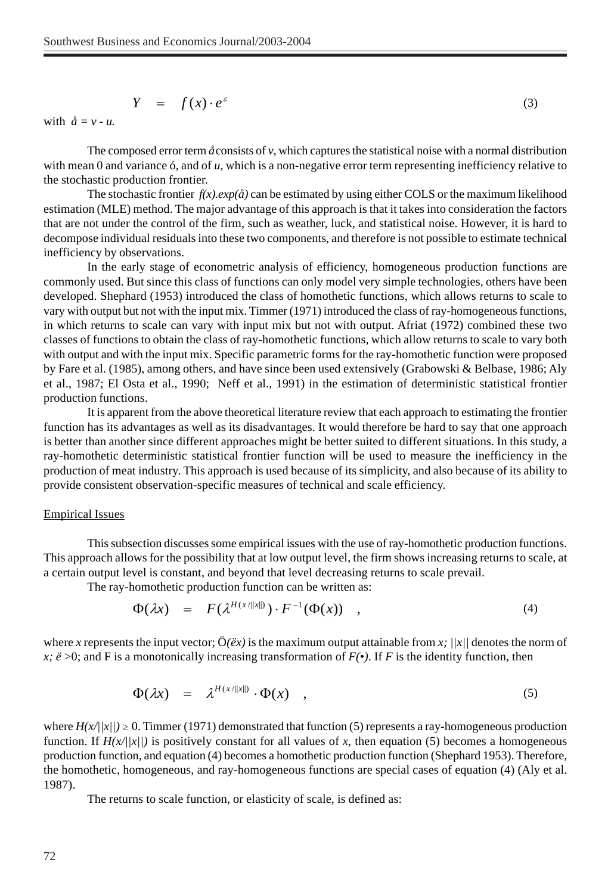$$Y = f(x) \cdot e^{\varepsilon} \tag{3}$$

with $\varepsilon = v - u$.

The composed error term $\varepsilon$ consists of $v$, which captures the statistical noise with a normal distribution with mean 0 and variance σ, and of $u$, which is a non-negative error term representing inefficiency relative to the stochastic production frontier.

The stochastic frontier $f(x).exp(\varepsilon)$ can be estimated by using either COLS or the maximum likelihood estimation (MLE) method. The major advantage of this approach is that it takes into consideration the factors that are not under the control of the firm, such as weather, luck, and statistical noise. However, it is hard to decompose individual residuals into these two components, and therefore is not possible to estimate technical inefficiency by observations.

In the early stage of econometric analysis of efficiency, homogeneous production functions are commonly used. But since this class of functions can only model very simple technologies, others have been developed. Shephard (1953) introduced the class of homothetic functions, which allows returns to scale to vary with output but not with the input mix. Timmer (1971) introduced the class of ray-homogeneous functions, in which returns to scale can vary with input mix but not with output. Afriat (1972) combined these two classes of functions to obtain the class of ray-homothetic functions, which allow returns to scale to vary both with output and with the input mix. Specific parametric forms for the ray-homothetic function were proposed by Fare et al. (1985), among others, and have since been used extensively (Grabowski & Belbase, 1986; Aly et al., 1987; El Osta et al., 1990; Neff et al., 1991) in the estimation of deterministic statistical frontier production functions.

It is apparent from the above theoretical literature review that each approach to estimating the frontier function has its advantages as well as its disadvantages. It would therefore be hard to say that one approach is better than another since different approaches might be better suited to different situations. In this study, a ray-homothetic deterministic statistical frontier function will be used to measure the inefficiency in the production of meat industry. This approach is used because of its simplicity, and also because of its ability to provide consistent observation-specific measures of technical and scale efficiency.

Empirical Issues

This subsection discusses some empirical issues with the use of ray-homothetic production functions. This approach allows for the possibility that at low output level, the firm shows increasing returns to scale, at a certain output level is constant, and beyond that level decreasing returns to scale prevail.

The ray-homothetic production function can be written as:

$$\Phi(\lambda x) = F(\lambda^{H(x/\|x\|)}) \cdot F^{-1}(\Phi(x)) \quad , \tag{4}$$

where $x$ represents the input vector; $\Phi(\lambda x)$ is the maximum output attainable from $x$; $\|x\|$ denotes the norm of $x$; $\lambda > 0$; and F is a monotonically increasing transformation of $F(\bullet)$. If $F$ is the identity function, then

$$\Phi(\lambda x) = \lambda^{H(x/\|x\|)} \cdot \Phi(x) \quad , \tag{5}$$

where $H(x/\|x\|) \geq 0$. Timmer (1971) demonstrated that function (5) represents a ray-homogeneous production function. If $H(x/\|x\|)$ is positively constant for all values of $x$, then equation (5) becomes a homogeneous production function, and equation (4) becomes a homothetic production function (Shephard 1953). Therefore, the homothetic, homogeneous, and ray-homogeneous functions are special cases of equation (4) (Aly et al. 1987).

The returns to scale function, or elasticity of scale, is defined as: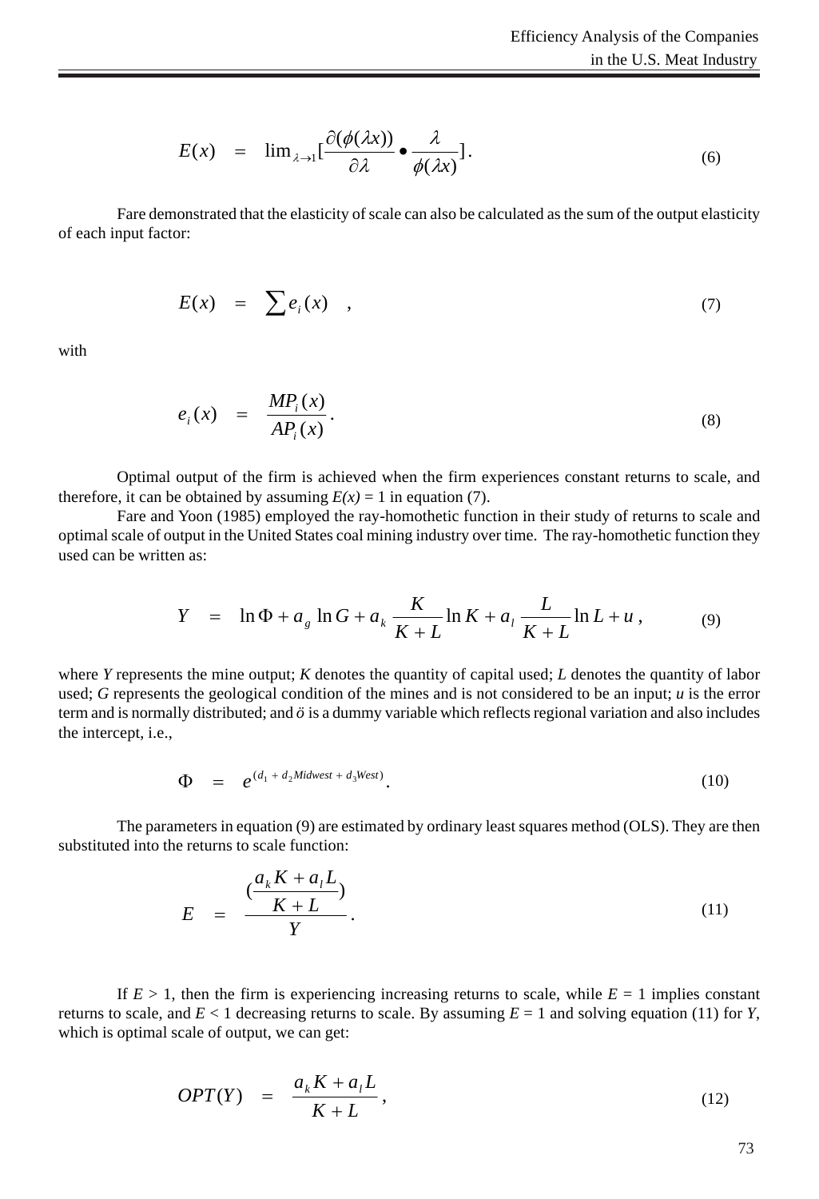$$E(x) \quad = \quad \lim_{\lambda \to 1} [\frac{\partial(\phi(\lambda x))}{\partial \lambda} \bullet \frac{\lambda}{\phi(\lambda x)}]. \tag{6}$$

Fare demonstrated that the elasticity of scale can also be calculated as the sum of the output elasticity of each input factor:

$$E(x) \quad = \quad \sum e_i(x) \quad , \tag{7}$$

with

$$e_i(x) \quad = \quad \frac{MP_i(x)}{AP_i(x)}. \tag{8}$$

Optimal output of the firm is achieved when the firm experiences constant returns to scale, and therefore, it can be obtained by assuming $E(x) = 1$ in equation (7).

Fare and Yoon (1985) employed the ray-homothetic function in their study of returns to scale and optimal scale of output in the United States coal mining industry over time. The ray-homothetic function they used can be written as:

$$Y \quad = \quad \ln \Phi + a_g \ln G + a_k \frac{K}{K+L} \ln K + a_l \frac{L}{K+L} \ln L + u \, , \tag{9}$$

where *Y* represents the mine output; *K* denotes the quantity of capital used; *L* denotes the quantity of labor used; *G* represents the geological condition of the mines and is not considered to be an input; *u* is the error term and is normally distributed; and *ö* is a dummy variable which reflects regional variation and also includes the intercept, i.e.,

$$\Phi \quad = \quad e^{(d_1 + d_2 Midwest + d_3 West)}. \tag{10}$$

The parameters in equation (9) are estimated by ordinary least squares method (OLS). They are then substituted into the returns to scale function:

$$E \quad = \quad \frac{(\frac{a_k K + a_l L}{K+L})}{Y}. \tag{11}$$

If $E > 1$, then the firm is experiencing increasing returns to scale, while $E = 1$ implies constant returns to scale, and $E < 1$ decreasing returns to scale. By assuming $E = 1$ and solving equation (11) for *Y*, which is optimal scale of output, we can get:

$$OPT(Y) \quad = \quad \frac{a_k K + a_l L}{K+L}, \tag{12}$$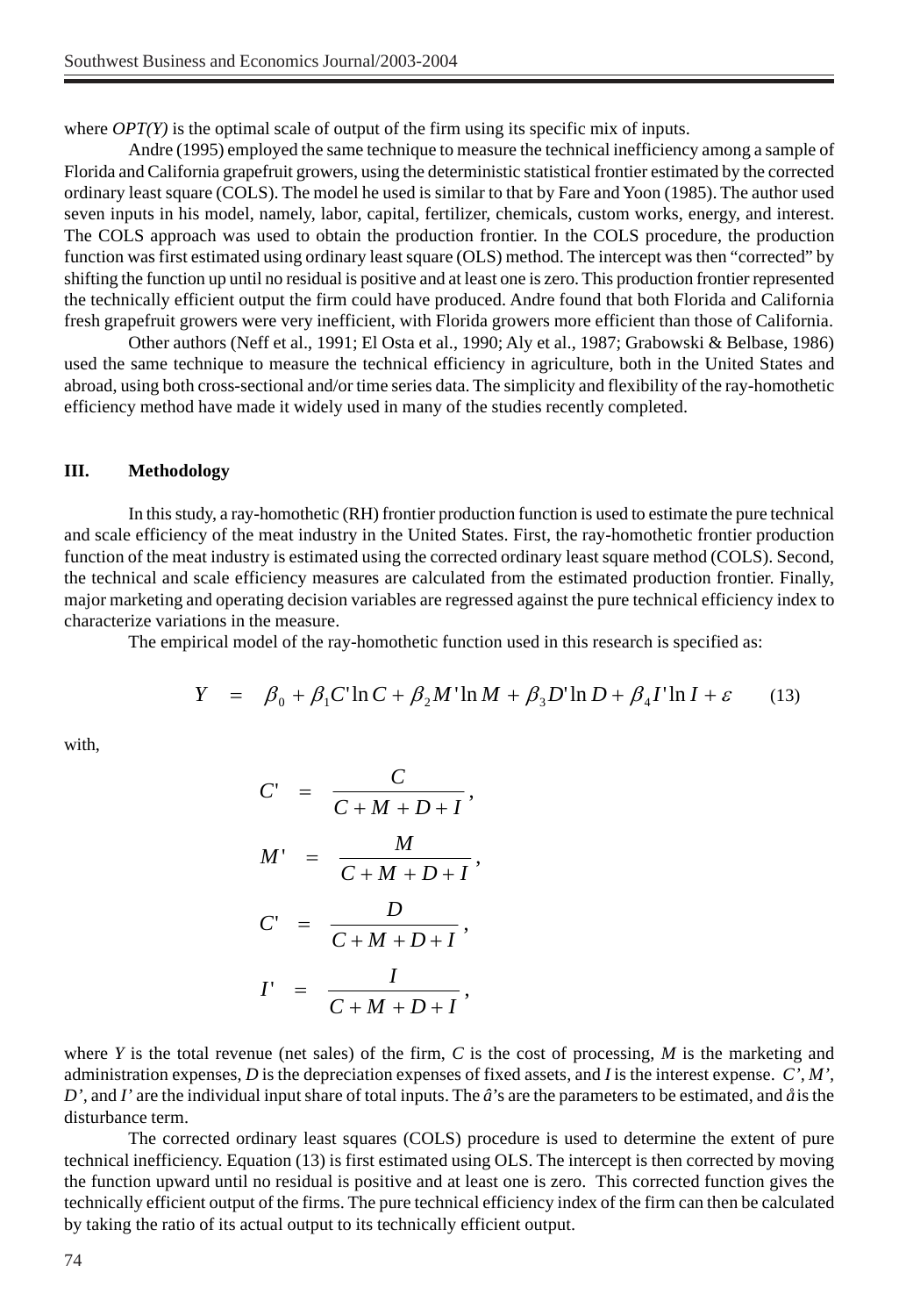where *OPT(Y)* is the optimal scale of output of the firm using its specific mix of inputs.

Andre (1995) employed the same technique to measure the technical inefficiency among a sample of Florida and California grapefruit growers, using the deterministic statistical frontier estimated by the corrected ordinary least square (COLS). The model he used is similar to that by Fare and Yoon (1985). The author used seven inputs in his model, namely, labor, capital, fertilizer, chemicals, custom works, energy, and interest. The COLS approach was used to obtain the production frontier. In the COLS procedure, the production function was first estimated using ordinary least square (OLS) method. The intercept was then "corrected" by shifting the function up until no residual is positive and at least one is zero. This production frontier represented the technically efficient output the firm could have produced. Andre found that both Florida and California fresh grapefruit growers were very inefficient, with Florida growers more efficient than those of California.

Other authors (Neff et al., 1991; El Osta et al., 1990; Aly et al., 1987; Grabowski & Belbase, 1986) used the same technique to measure the technical efficiency in agriculture, both in the United States and abroad, using both cross-sectional and/or time series data. The simplicity and flexibility of the ray-homothetic efficiency method have made it widely used in many of the studies recently completed.

## III. Methodology

In this study, a ray-homothetic (RH) frontier production function is used to estimate the pure technical and scale efficiency of the meat industry in the United States. First, the ray-homothetic frontier production function of the meat industry is estimated using the corrected ordinary least square method (COLS). Second, the technical and scale efficiency measures are calculated from the estimated production frontier. Finally, major marketing and operating decision variables are regressed against the pure technical efficiency index to characterize variations in the measure.

The empirical model of the ray-homothetic function used in this research is specified as:

$$Y = \beta_0 + \beta_1 C' \ln C + \beta_2 M' \ln M + \beta_3 D' \ln D + \beta_4 I' \ln I + \varepsilon \qquad (13)$$

with,

$$C' = \frac{C}{C + M + D + I},$$

$$M' = \frac{M}{C + M + D + I},$$

$$C' = \frac{D}{C + M + D + I},$$

$$I' = \frac{I}{C + M + D + I},$$

where *Y* is the total revenue (net sales) of the firm, *C* is the cost of processing, *M* is the marketing and administration expenses, *D* is the depreciation expenses of fixed assets, and *I* is the interest expense. *C', M', D'*, and *I'* are the individual input share of total inputs. The â's are the parameters to be estimated, and å is the disturbance term.

The corrected ordinary least squares (COLS) procedure is used to determine the extent of pure technical inefficiency. Equation (13) is first estimated using OLS. The intercept is then corrected by moving the function upward until no residual is positive and at least one is zero. This corrected function gives the technically efficient output of the firms. The pure technical efficiency index of the firm can then be calculated by taking the ratio of its actual output to its technically efficient output.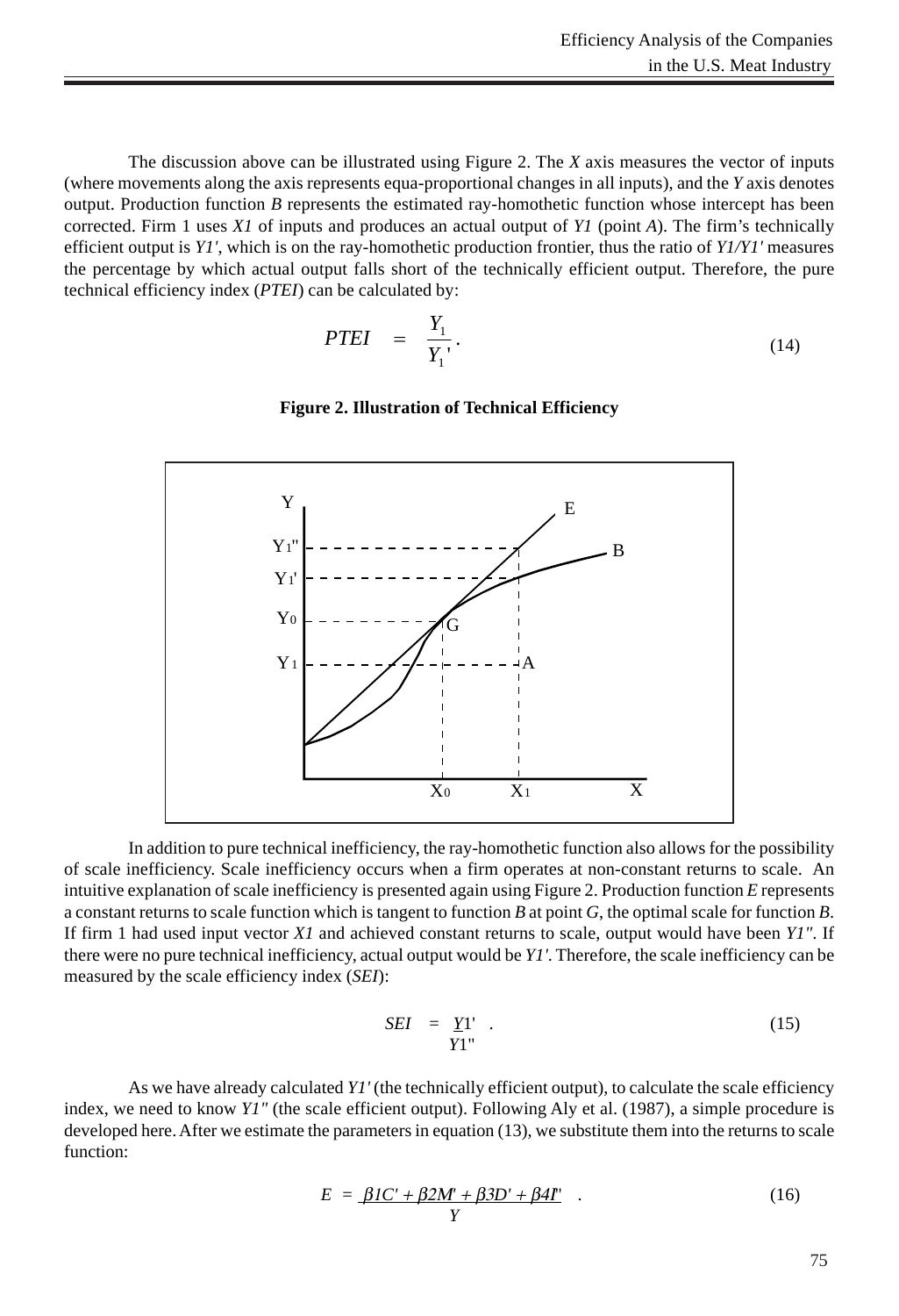The discussion above can be illustrated using Figure 2. The *X* axis measures the vector of inputs (where movements along the axis represents equa-proportional changes in all inputs), and the *Y* axis denotes output. Production function *B* represents the estimated ray-homothetic function whose intercept has been corrected. Firm 1 uses *X1* of inputs and produces an actual output of *Y1* (point *A*). The firm's technically efficient output is *Y1'*, which is on the ray-homothetic production frontier, thus the ratio of *Y1/Y1'* measures the percentage by which actual output falls short of the technically efficient output. Therefore, the pure technical efficiency index (*PTEI*) can be calculated by:

$$PTEI \quad = \quad \frac{Y_1}{Y_1'} . \tag{14}$$

**Figure 2. Illustration of Technical Efficiency**

In addition to pure technical inefficiency, the ray-homothetic function also allows for the possibility of scale inefficiency. Scale inefficiency occurs when a firm operates at non-constant returns to scale. An intuitive explanation of scale inefficiency is presented again using Figure 2. Production function *E* represents a constant returns to scale function which is tangent to function *B* at point *G*, the optimal scale for function *B*. If firm 1 had used input vector *X1* and achieved constant returns to scale, output would have been *Y1"*. If there were no pure technical inefficiency, actual output would be *Y1'*. Therefore, the scale inefficiency can be measured by the scale efficiency index (*SEI*):

$$SEI \quad = \quad \frac{Y1'}{Y1''} . \tag{15}$$

As we have already calculated *Y1'* (the technically efficient output), to calculate the scale efficiency index, we need to know *Y1"* (the scale efficient output). Following Aly et al. (1987), a simple procedure is developed here. After we estimate the parameters in equation (13), we substitute them into the returns to scale function:

$$E \; = \; \frac{\beta 1C' + \beta 2M' + \beta 3D' + \beta 4I'}{Y} . \tag{16}$$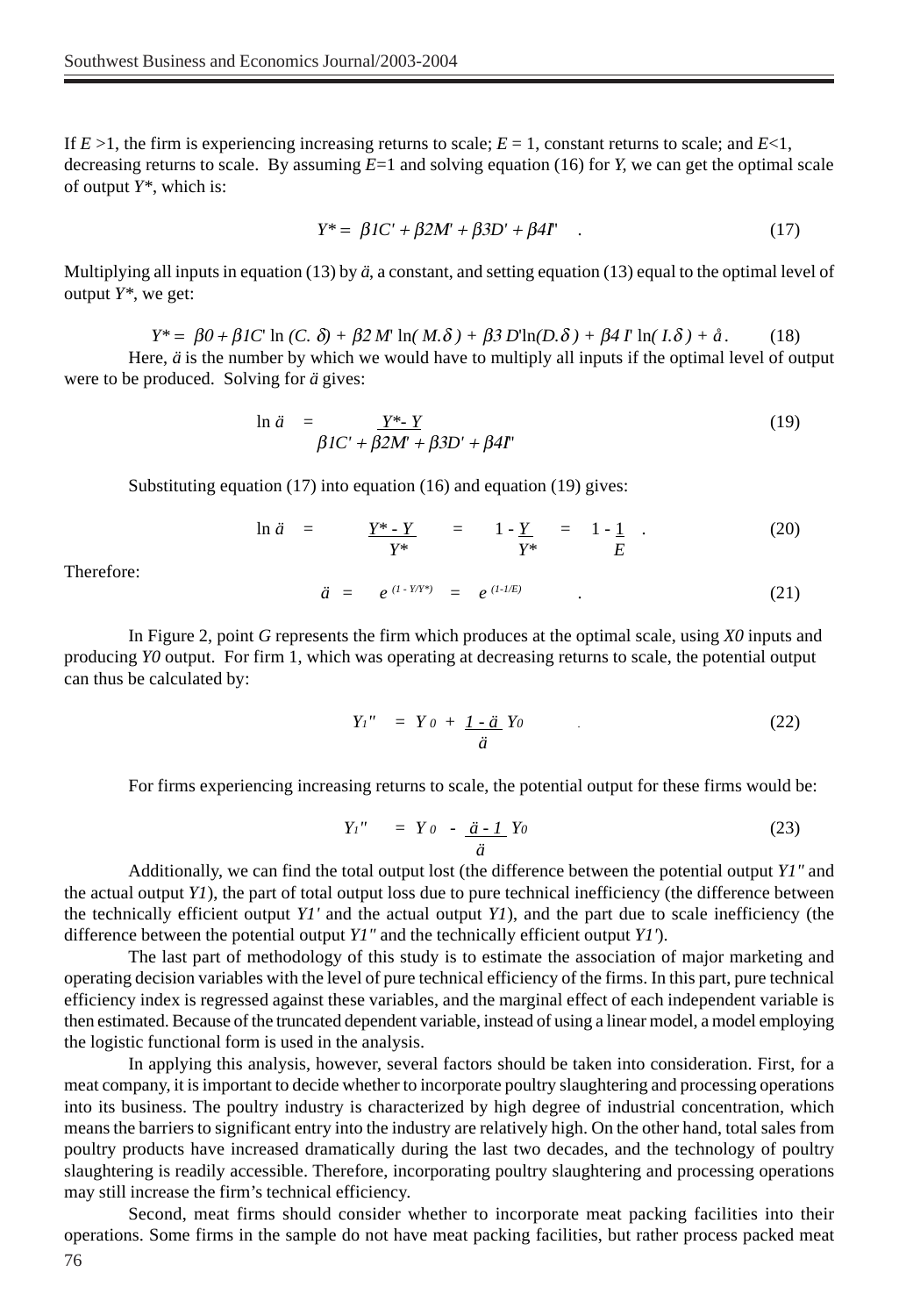If $E > 1$, the firm is experiencing increasing returns to scale; $E = 1$, constant returns to scale; and $E < 1$, decreasing returns to scale. By assuming $E = 1$ and solving equation (16) for $Y$, we can get the optimal scale of output $Y^*$, which is:

$$Y^* = \beta 1C' + \beta 2M' + \beta 3D' + \beta 4I' \quad . \tag{17}$$

Multiplying all inputs in equation (13) by $\ddot{a}$, a constant, and setting equation (13) equal to the optimal level of output $Y^*$, we get:

$$Y^* = \beta 0 + \beta 1C' \ln (C.\ \delta) + \beta 2\, M' \ln( M.\delta\, ) + \beta 3\, D'\ln(D.\delta\, ) + \beta 4\, I' \ln( I.\delta\, ) + \mathring{a}\, . \tag{18}$$

Here, $\ddot{a}$ is the number by which we would have to multiply all inputs if the optimal level of output were to be produced. Solving for $\ddot{a}$ gives:

$$\ln \ddot{a} = \frac{Y^* - Y}{\beta 1C' + \beta 2M' + \beta 3D' + \beta 4I'} \tag{19}$$

Substituting equation (17) into equation (16) and equation (19) gives:

$$\ln \ddot{a} = \frac{Y^* - Y}{Y^*} = 1 - \frac{Y}{Y^*} = 1 - \frac{1}{E} \quad . \tag{20}$$

Therefore:

$$\ddot{a} = e^{(1 - Y/Y^*)} = e^{(1 - 1/E)} \quad . \tag{21}$$

In Figure 2, point $G$ represents the firm which produces at the optimal scale, using $X0$ inputs and producing $Y0$ output. For firm 1, which was operating at decreasing returns to scale, the potential output can thus be calculated by:

$$Y_1'' = Y_0 + \frac{1 - \ddot{a}}{\ddot{a}} Y_0 \tag{22}$$

For firms experiencing increasing returns to scale, the potential output for these firms would be:

$$Y_1'' = Y_0 - \frac{\ddot{a} - 1}{\ddot{a}} Y_0 \tag{23}$$

Additionally, we can find the total output lost (the difference between the potential output $Y1''$ and the actual output $Y1$), the part of total output loss due to pure technical inefficiency (the difference between the technically efficient output $Y1'$ and the actual output $Y1$), and the part due to scale inefficiency (the difference between the potential output $Y1''$ and the technically efficient output $Y1'$).

The last part of methodology of this study is to estimate the association of major marketing and operating decision variables with the level of pure technical efficiency of the firms. In this part, pure technical efficiency index is regressed against these variables, and the marginal effect of each independent variable is then estimated. Because of the truncated dependent variable, instead of using a linear model, a model employing the logistic functional form is used in the analysis.

In applying this analysis, however, several factors should be taken into consideration. First, for a meat company, it is important to decide whether to incorporate poultry slaughtering and processing operations into its business. The poultry industry is characterized by high degree of industrial concentration, which means the barriers to significant entry into the industry are relatively high. On the other hand, total sales from poultry products have increased dramatically during the last two decades, and the technology of poultry slaughtering is readily accessible. Therefore, incorporating poultry slaughtering and processing operations may still increase the firm's technical efficiency.

Second, meat firms should consider whether to incorporate meat packing facilities into their operations. Some firms in the sample do not have meat packing facilities, but rather process packed meat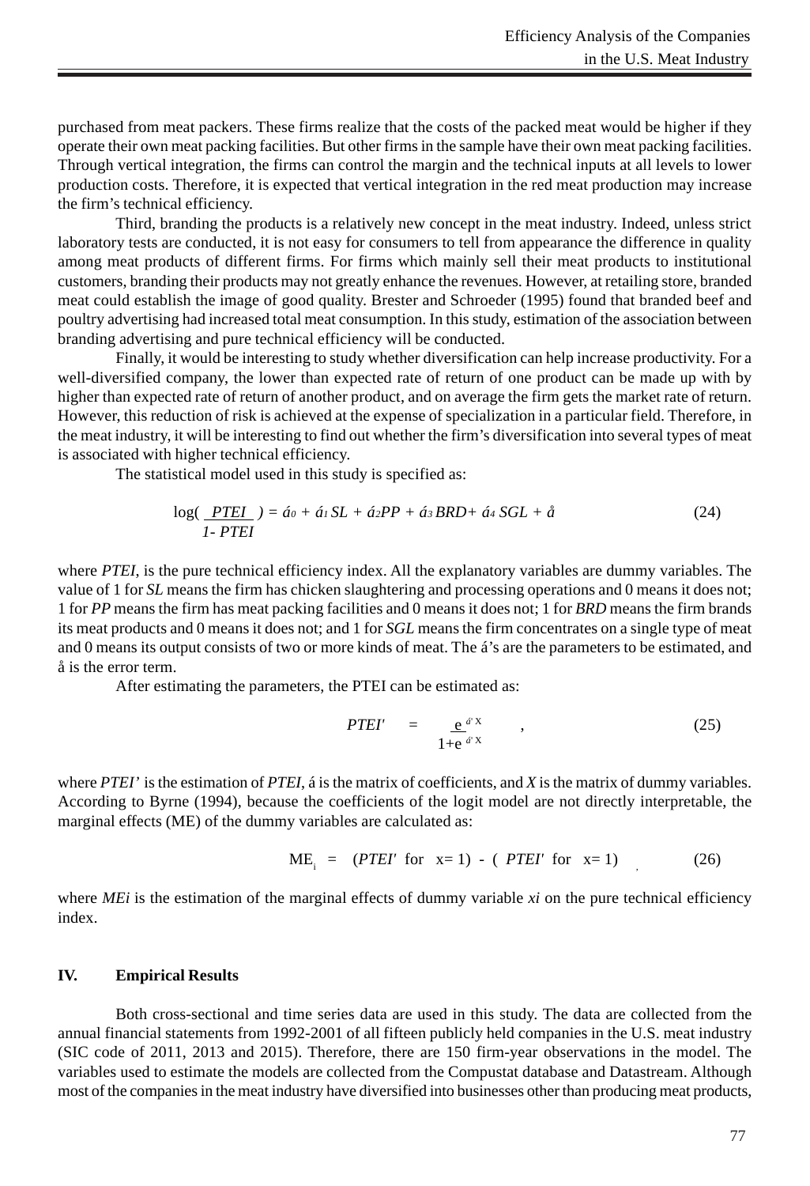purchased from meat packers. These firms realize that the costs of the packed meat would be higher if they operate their own meat packing facilities. But other firms in the sample have their own meat packing facilities. Through vertical integration, the firms can control the margin and the technical inputs at all levels to lower production costs. Therefore, it is expected that vertical integration in the red meat production may increase the firm's technical efficiency.

Third, branding the products is a relatively new concept in the meat industry. Indeed, unless strict laboratory tests are conducted, it is not easy for consumers to tell from appearance the difference in quality among meat products of different firms. For firms which mainly sell their meat products to institutional customers, branding their products may not greatly enhance the revenues. However, at retailing store, branded meat could establish the image of good quality. Brester and Schroeder (1995) found that branded beef and poultry advertising had increased total meat consumption. In this study, estimation of the association between branding advertising and pure technical efficiency will be conducted.

Finally, it would be interesting to study whether diversification can help increase productivity. For a well-diversified company, the lower than expected rate of return of one product can be made up with by higher than expected rate of return of another product, and on average the firm gets the market rate of return. However, this reduction of risk is achieved at the expense of specialization in a particular field. Therefore, in the meat industry, it will be interesting to find out whether the firm's diversification into several types of meat is associated with higher technical efficiency.

The statistical model used in this study is specified as:

$$\log\left(\frac{PTEI}{1-PTEI}\right) = \alpha_0 + \alpha_1 SL + \alpha_2 PP + \alpha_3 BRD + \alpha_4 SGL + \varepsilon \qquad (24)$$

where *PTEI*, is the pure technical efficiency index. All the explanatory variables are dummy variables. The value of 1 for *SL* means the firm has chicken slaughtering and processing operations and 0 means it does not; 1 for *PP* means the firm has meat packing facilities and 0 means it does not; 1 for *BRD* means the firm brands its meat products and 0 means it does not; and 1 for *SGL* means the firm concentrates on a single type of meat and 0 means its output consists of two or more kinds of meat. The $\alpha$'s are the parameters to be estimated, and $\varepsilon$ is the error term.

After estimating the parameters, the PTEI can be estimated as:

$$PTEI' = \frac{e^{\alpha' X}}{1+e^{\alpha' X}}, \qquad (25)$$

where $PTEI'$ is the estimation of *PTEI*, $\alpha$ is the matrix of coefficients, and *X* is the matrix of dummy variables. According to Byrne (1994), because the coefficients of the logit model are not directly interpretable, the marginal effects (ME) of the dummy variables are calculated as:

$$ME_i = (PTEI' \text{ for } x=1) - (PTEI' \text{ for } x=1) \qquad (26)$$

where $ME_i$ is the estimation of the marginal effects of dummy variable $x_i$ on the pure technical efficiency index.

## IV. Empirical Results

Both cross-sectional and time series data are used in this study. The data are collected from the annual financial statements from 1992-2001 of all fifteen publicly held companies in the U.S. meat industry (SIC code of 2011, 2013 and 2015). Therefore, there are 150 firm-year observations in the model. The variables used to estimate the models are collected from the Compustat database and Datastream. Although most of the companies in the meat industry have diversified into businesses other than producing meat products,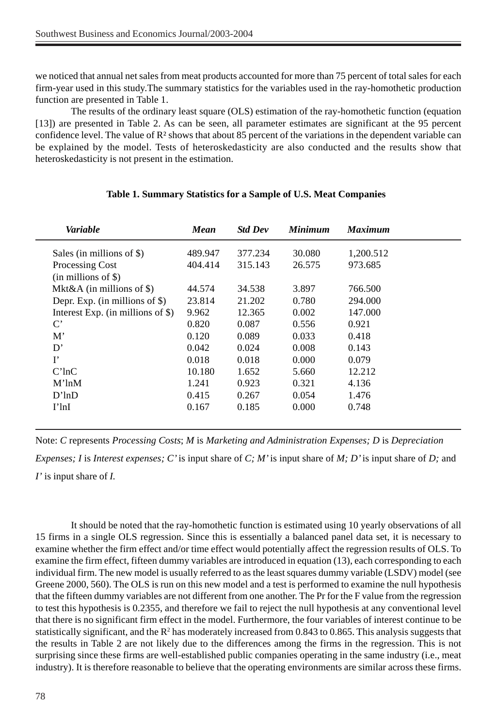we noticed that annual net sales from meat products accounted for more than 75 percent of total sales for each firm-year used in this study.The summary statistics for the variables used in the ray-homothetic production function are presented in Table 1.

The results of the ordinary least square (OLS) estimation of the ray-homothetic function (equation [13]) are presented in Table 2. As can be seen, all parameter estimates are significant at the 95 percent confidence level. The value of $R^2$ shows that about 85 percent of the variations in the dependent variable can be explained by the model. Tests of heteroskedasticity are also conducted and the results show that heteroskedasticity is not present in the estimation.

**Table 1. Summary Statistics for a Sample of U.S. Meat Companies**

| *Variable* | *Mean* | *Std Dev* | *Minimum* | *Maximum* |
|---|---|---|---|---|
| Sales (in millions of \$) | 489.947 | 377.234 | 30.080 | 1,200.512 |
| Processing Cost (in millions of \$) | 404.414 | 315.143 | 26.575 | 973.685 |
| Mkt&A (in millions of \$) | 44.574 | 34.538 | 3.897 | 766.500 |
| Depr. Exp. (in millions of \$) | 23.814 | 21.202 | 0.780 | 294.000 |
| Interest Exp. (in millions of \$) | 9.962 | 12.365 | 0.002 | 147.000 |
| C' | 0.820 | 0.087 | 0.556 | 0.921 |
| M' | 0.120 | 0.089 | 0.033 | 0.418 |
| D' | 0.042 | 0.024 | 0.008 | 0.143 |
| I' | 0.018 | 0.018 | 0.000 | 0.079 |
| C'lnC | 10.180 | 1.652 | 5.660 | 12.212 |
| M'lnM | 1.241 | 0.923 | 0.321 | 4.136 |
| D'lnD | 0.415 | 0.267 | 0.054 | 1.476 |
| I'lnI | 0.167 | 0.185 | 0.000 | 0.748 |

Note: *C* represents *Processing Costs*; *M* is *Marketing and Administration Expenses; D* is *Depreciation Expenses; I* is *Interest expenses; C'* is input share of *C; M'* is input share of *M; D'* is input share of *D;* and *I'* is input share of *I.*

It should be noted that the ray-homothetic function is estimated using 10 yearly observations of all 15 firms in a single OLS regression. Since this is essentially a balanced panel data set, it is necessary to examine whether the firm effect and/or time effect would potentially affect the regression results of OLS. To examine the firm effect, fifteen dummy variables are introduced in equation (13), each corresponding to each individual firm. The new model is usually referred to as the least squares dummy variable (LSDV) model (see Greene 2000, 560). The OLS is run on this new model and a test is performed to examine the null hypothesis that the fifteen dummy variables are not different from one another. The Pr for the F value from the regression to test this hypothesis is 0.2355, and therefore we fail to reject the null hypothesis at any conventional level that there is no significant firm effect in the model. Furthermore, the four variables of interest continue to be statistically significant, and the $R^2$ has moderately increased from 0.843 to 0.865. This analysis suggests that the results in Table 2 are not likely due to the differences among the firms in the regression. This is not surprising since these firms are well-established public companies operating in the same industry (i.e., meat industry). It is therefore reasonable to believe that the operating environments are similar across these firms.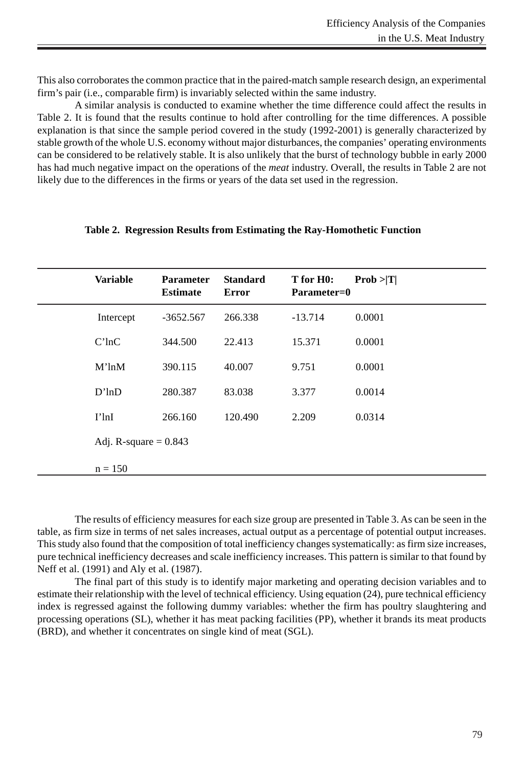This also corroborates the common practice that in the paired-match sample research design, an experimental firm's pair (i.e., comparable firm) is invariably selected within the same industry.

A similar analysis is conducted to examine whether the time difference could affect the results in Table 2. It is found that the results continue to hold after controlling for the time differences. A possible explanation is that since the sample period covered in the study (1992-2001) is generally characterized by stable growth of the whole U.S. economy without major disturbances, the companies' operating environments can be considered to be relatively stable. It is also unlikely that the burst of technology bubble in early 2000 has had much negative impact on the operations of the *meat* industry. Overall, the results in Table 2 are not likely due to the differences in the firms or years of the data set used in the regression.

**Table 2. Regression Results from Estimating the Ray-Homothetic Function**

| Variable | Parameter Estimate | Standard Error | T for H0: Parameter=0 | Prob >\|T\| |
|---|---|---|---|---|
| Intercept | -3652.567 | 266.338 | -13.714 | 0.0001 |
| C'lnC | 344.500 | 22.413 | 15.371 | 0.0001 |
| M'lnM | 390.115 | 40.007 | 9.751 | 0.0001 |
| D'lnD | 280.387 | 83.038 | 3.377 | 0.0014 |
| I'lnI | 266.160 | 120.490 | 2.209 | 0.0314 |
| Adj. R-square = 0.843 | | | | |
| n = 150 | | | | |

The results of efficiency measures for each size group are presented in Table 3. As can be seen in the table, as firm size in terms of net sales increases, actual output as a percentage of potential output increases. This study also found that the composition of total inefficiency changes systematically: as firm size increases, pure technical inefficiency decreases and scale inefficiency increases. This pattern is similar to that found by Neff et al. (1991) and Aly et al. (1987).

The final part of this study is to identify major marketing and operating decision variables and to estimate their relationship with the level of technical efficiency. Using equation (24), pure technical efficiency index is regressed against the following dummy variables: whether the firm has poultry slaughtering and processing operations (SL), whether it has meat packing facilities (PP), whether it brands its meat products (BRD), and whether it concentrates on single kind of meat (SGL).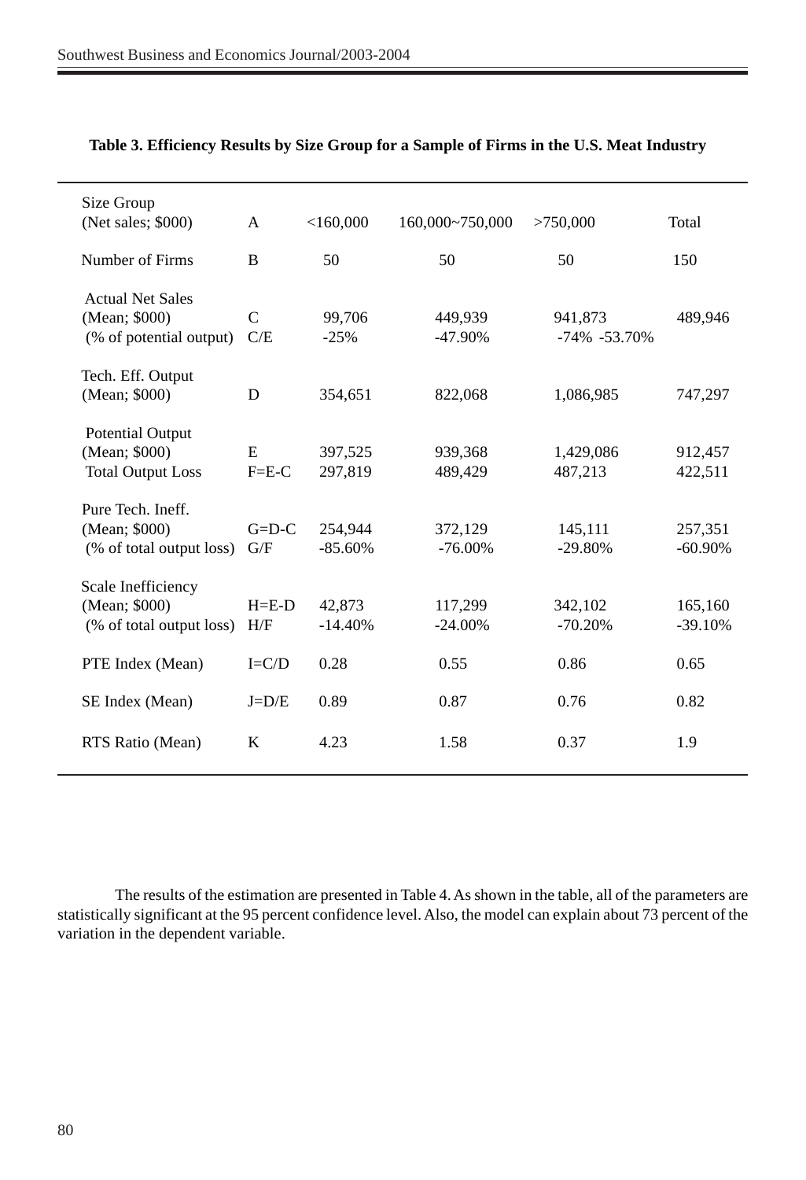**Table 3. Efficiency Results by Size Group for a Sample of Firms in the U.S. Meat Industry**

| Size Group (Net sales; $000) | A | <160,000 | 160,000~750,000 | >750,000 | Total |
|---|---|---|---|---|---|
| Number of Firms | B | 50 | 50 | 50 | 150 |
| Actual Net Sales (Mean; $000) | C | 99,706 | 449,939 | 941,873 | 489,946 |
| (% of potential output) | C/E | -25% | -47.90% | -74% -53.70% | |
| Tech. Eff. Output (Mean; $000) | D | 354,651 | 822,068 | 1,086,985 | 747,297 |
| Potential Output (Mean; $000) | E | 397,525 | 939,368 | 1,429,086 | 912,457 |
| Total Output Loss | F=E-C | 297,819 | 489,429 | 487,213 | 422,511 |
| Pure Tech. Ineff. (Mean; $000) | G=D-C | 254,944 | 372,129 | 145,111 | 257,351 |
| (% of total output loss) | G/F | -85.60% | -76.00% | -29.80% | -60.90% |
| Scale Inefficiency (Mean; $000) | H=E-D | 42,873 | 117,299 | 342,102 | 165,160 |
| (% of total output loss) | H/F | -14.40% | -24.00% | -70.20% | -39.10% |
| PTE Index (Mean) | I=C/D | 0.28 | 0.55 | 0.86 | 0.65 |
| SE Index (Mean) | J=D/E | 0.89 | 0.87 | 0.76 | 0.82 |
| RTS Ratio (Mean) | K | 4.23 | 1.58 | 0.37 | 1.9 |

The results of the estimation are presented in Table 4. As shown in the table, all of the parameters are statistically significant at the 95 percent confidence level. Also, the model can explain about 73 percent of the variation in the dependent variable.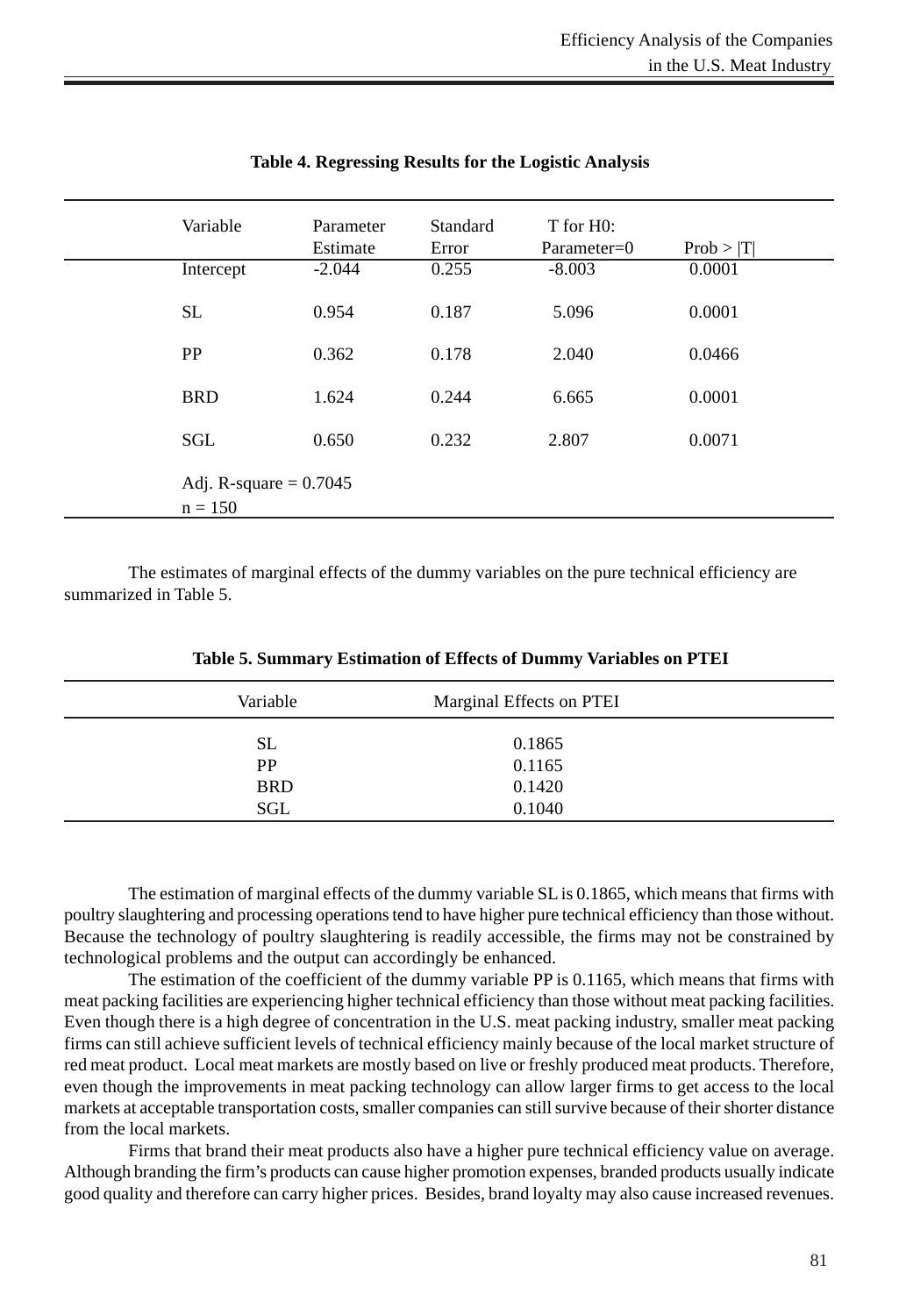**Table 4. Regressing Results for the Logistic Analysis**

| Variable | Parameter Estimate | Standard Error | T for H0: Parameter=0 | Prob > \|T\| |
|---|---|---|---|---|
| Intercept | -2.044 | 0.255 | -8.003 | 0.0001 |
| SL | 0.954 | 0.187 | 5.096 | 0.0001 |
| PP | 0.362 | 0.178 | 2.040 | 0.0466 |
| BRD | 1.624 | 0.244 | 6.665 | 0.0001 |
| SGL | 0.650 | 0.232 | 2.807 | 0.0071 |
| Adj. R-square = 0.7045 | | | | |
| n = 150 | | | | |

The estimates of marginal effects of the dummy variables on the pure technical efficiency are summarized in Table 5.

**Table 5. Summary Estimation of Effects of Dummy Variables on PTEI**

| Variable | Marginal Effects on PTEI |
|---|---|
| SL | 0.1865 |
| PP | 0.1165 |
| BRD | 0.1420 |
| SGL | 0.1040 |

The estimation of marginal effects of the dummy variable SL is 0.1865, which means that firms with poultry slaughtering and processing operations tend to have higher pure technical efficiency than those without. Because the technology of poultry slaughtering is readily accessible, the firms may not be constrained by technological problems and the output can accordingly be enhanced.

The estimation of the coefficient of the dummy variable PP is 0.1165, which means that firms with meat packing facilities are experiencing higher technical efficiency than those without meat packing facilities. Even though there is a high degree of concentration in the U.S. meat packing industry, smaller meat packing firms can still achieve sufficient levels of technical efficiency mainly because of the local market structure of red meat product. Local meat markets are mostly based on live or freshly produced meat products. Therefore, even though the improvements in meat packing technology can allow larger firms to get access to the local markets at acceptable transportation costs, smaller companies can still survive because of their shorter distance from the local markets.

Firms that brand their meat products also have a higher pure technical efficiency value on average. Although branding the firm's products can cause higher promotion expenses, branded products usually indicate good quality and therefore can carry higher prices. Besides, brand loyalty may also cause increased revenues.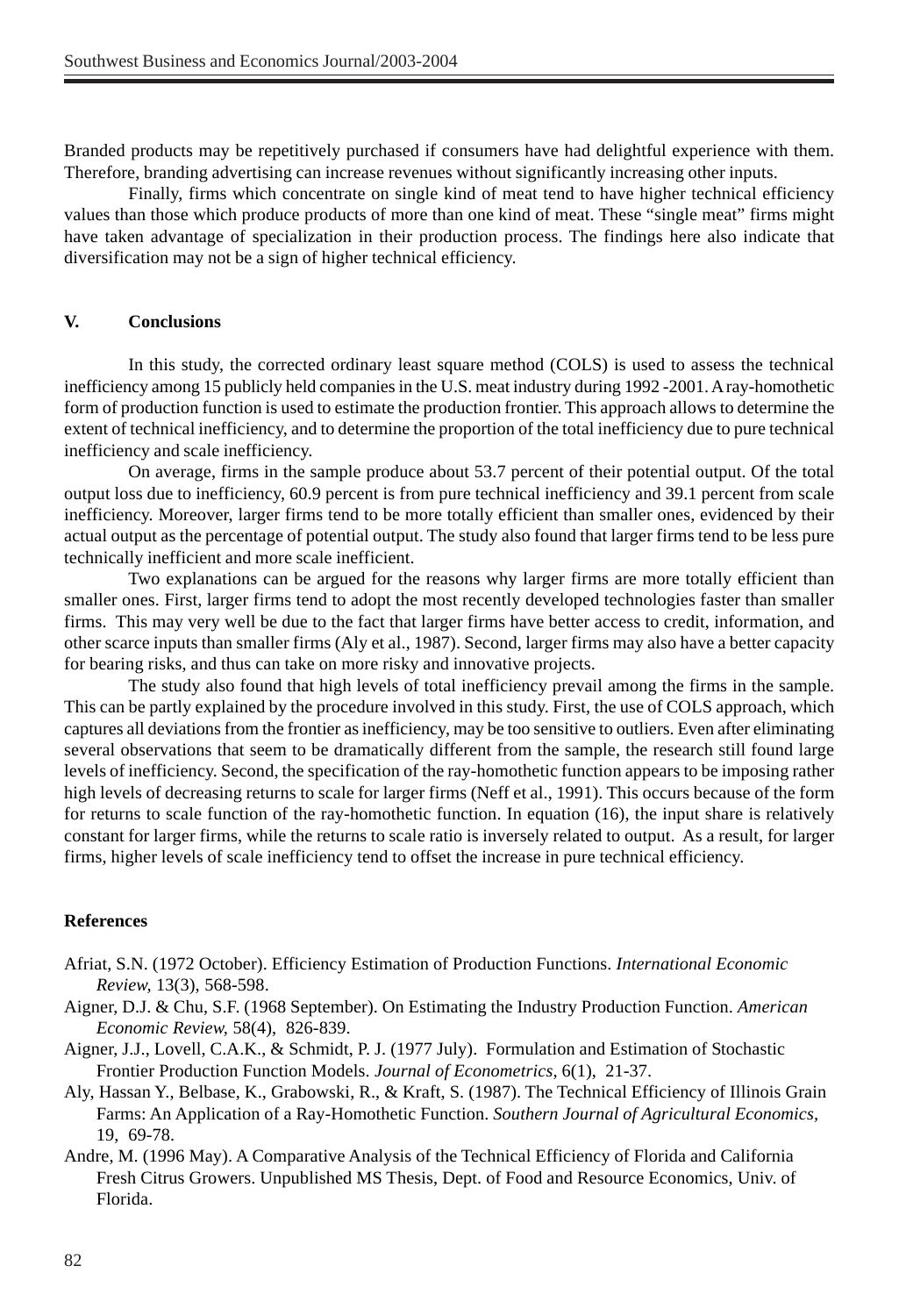Branded products may be repetitively purchased if consumers have had delightful experience with them. Therefore, branding advertising can increase revenues without significantly increasing other inputs.

Finally, firms which concentrate on single kind of meat tend to have higher technical efficiency values than those which produce products of more than one kind of meat. These "single meat" firms might have taken advantage of specialization in their production process. The findings here also indicate that diversification may not be a sign of higher technical efficiency.

## V. Conclusions

In this study, the corrected ordinary least square method (COLS) is used to assess the technical inefficiency among 15 publicly held companies in the U.S. meat industry during 1992 -2001. A ray-homothetic form of production function is used to estimate the production frontier. This approach allows to determine the extent of technical inefficiency, and to determine the proportion of the total inefficiency due to pure technical inefficiency and scale inefficiency.

On average, firms in the sample produce about 53.7 percent of their potential output. Of the total output loss due to inefficiency, 60.9 percent is from pure technical inefficiency and 39.1 percent from scale inefficiency. Moreover, larger firms tend to be more totally efficient than smaller ones, evidenced by their actual output as the percentage of potential output. The study also found that larger firms tend to be less pure technically inefficient and more scale inefficient.

Two explanations can be argued for the reasons why larger firms are more totally efficient than smaller ones. First, larger firms tend to adopt the most recently developed technologies faster than smaller firms. This may very well be due to the fact that larger firms have better access to credit, information, and other scarce inputs than smaller firms (Aly et al., 1987). Second, larger firms may also have a better capacity for bearing risks, and thus can take on more risky and innovative projects.

The study also found that high levels of total inefficiency prevail among the firms in the sample. This can be partly explained by the procedure involved in this study. First, the use of COLS approach, which captures all deviations from the frontier as inefficiency, may be too sensitive to outliers. Even after eliminating several observations that seem to be dramatically different from the sample, the research still found large levels of inefficiency. Second, the specification of the ray-homothetic function appears to be imposing rather high levels of decreasing returns to scale for larger firms (Neff et al., 1991). This occurs because of the form for returns to scale function of the ray-homothetic function. In equation (16), the input share is relatively constant for larger firms, while the returns to scale ratio is inversely related to output. As a result, for larger firms, higher levels of scale inefficiency tend to offset the increase in pure technical efficiency.

## References

Afriat, S.N. (1972 October). Efficiency Estimation of Production Functions. *International Economic Review,* 13(3), 568-598.

Aigner, D.J. & Chu, S.F. (1968 September). On Estimating the Industry Production Function. *American Economic Review,* 58(4), 826-839.

Aigner, J.J., Lovell, C.A.K., & Schmidt, P. J. (1977 July). Formulation and Estimation of Stochastic Frontier Production Function Models. *Journal of Econometrics,* 6(1), 21-37.

Aly, Hassan Y., Belbase, K., Grabowski, R., & Kraft, S. (1987). The Technical Efficiency of Illinois Grain Farms: An Application of a Ray-Homothetic Function. *Southern Journal of Agricultural Economics,* 19, 69-78.

Andre, M. (1996 May). A Comparative Analysis of the Technical Efficiency of Florida and California Fresh Citrus Growers. Unpublished MS Thesis, Dept. of Food and Resource Economics, Univ. of Florida.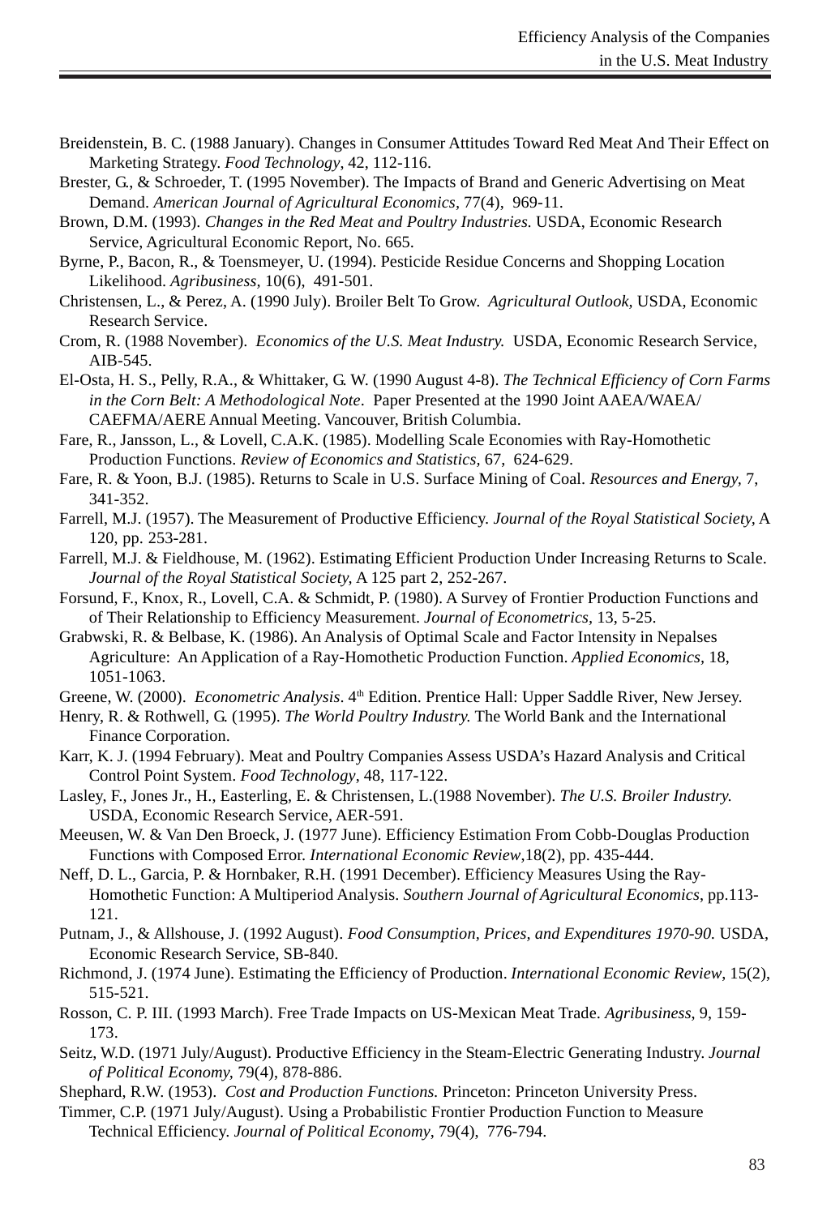Breidenstein, B. C. (1988 January). Changes in Consumer Attitudes Toward Red Meat And Their Effect on Marketing Strategy. *Food Technology*, 42, 112-116.

Brester, G., & Schroeder, T. (1995 November). The Impacts of Brand and Generic Advertising on Meat Demand. *American Journal of Agricultural Economics*, 77(4), 969-11.

Brown, D.M. (1993). *Changes in the Red Meat and Poultry Industries.* USDA, Economic Research Service, Agricultural Economic Report, No. 665.

Byrne, P., Bacon, R., & Toensmeyer, U. (1994). Pesticide Residue Concerns and Shopping Location Likelihood. *Agribusiness*, 10(6), 491-501.

Christensen, L., & Perez, A. (1990 July). Broiler Belt To Grow. *Agricultural Outlook*, USDA, Economic Research Service.

Crom, R. (1988 November). *Economics of the U.S. Meat Industry.* USDA, Economic Research Service, AIB-545.

El-Osta, H. S., Pelly, R.A., & Whittaker, G. W. (1990 August 4-8). *The Technical Efficiency of Corn Farms in the Corn Belt: A Methodological Note*. Paper Presented at the 1990 Joint AAEA/WAEA/CAEFMA/AERE Annual Meeting. Vancouver, British Columbia.

Fare, R., Jansson, L., & Lovell, C.A.K. (1985). Modelling Scale Economies with Ray-Homothetic Production Functions. *Review of Economics and Statistics*, 67, 624-629.

Fare, R. & Yoon, B.J. (1985). Returns to Scale in U.S. Surface Mining of Coal. *Resources and Energy*, 7, 341-352.

Farrell, M.J. (1957). The Measurement of Productive Efficiency. *Journal of the Royal Statistical Society*, A 120, pp. 253-281.

Farrell, M.J. & Fieldhouse, M. (1962). Estimating Efficient Production Under Increasing Returns to Scale. *Journal of the Royal Statistical Society*, A 125 part 2, 252-267.

Forsund, F., Knox, R., Lovell, C.A. & Schmidt, P. (1980). A Survey of Frontier Production Functions and of Their Relationship to Efficiency Measurement. *Journal of Econometrics*, 13, 5-25.

Grabwski, R. & Belbase, K. (1986). An Analysis of Optimal Scale and Factor Intensity in Nepalses Agriculture: An Application of a Ray-Homothetic Production Function. *Applied Economics*, 18, 1051-1063.

Greene, W. (2000). *Econometric Analysis*. 4th Edition. Prentice Hall: Upper Saddle River, New Jersey.

Henry, R. & Rothwell, G. (1995). *The World Poultry Industry.* The World Bank and the International Finance Corporation.

Karr, K. J. (1994 February). Meat and Poultry Companies Assess USDA's Hazard Analysis and Critical Control Point System. *Food Technology*, 48, 117-122.

Lasley, F., Jones Jr., H., Easterling, E. & Christensen, L.(1988 November). *The U.S. Broiler Industry.* USDA, Economic Research Service, AER-591.

Meeusen, W. & Van Den Broeck, J. (1977 June). Efficiency Estimation From Cobb-Douglas Production Functions with Composed Error. *International Economic Review*,18(2), pp. 435-444.

Neff, D. L., Garcia, P. & Hornbaker, R.H. (1991 December). Efficiency Measures Using the Ray-Homothetic Function: A Multiperiod Analysis. *Southern Journal of Agricultural Economics*, pp.113-121.

Putnam, J., & Allshouse, J. (1992 August). *Food Consumption, Prices, and Expenditures 1970-90.* USDA, Economic Research Service, SB-840.

Richmond, J. (1974 June). Estimating the Efficiency of Production. *International Economic Review*, 15(2), 515-521.

Rosson, C. P. III. (1993 March). Free Trade Impacts on US-Mexican Meat Trade. *Agribusiness*, 9, 159-173.

Seitz, W.D. (1971 July/August). Productive Efficiency in the Steam-Electric Generating Industry. *Journal of Political Economy*, 79(4), 878-886.

Shephard, R.W. (1953). *Cost and Production Functions.* Princeton: Princeton University Press.

Timmer, C.P. (1971 July/August). Using a Probabilistic Frontier Production Function to Measure Technical Efficiency. *Journal of Political Economy*, 79(4), 776-794.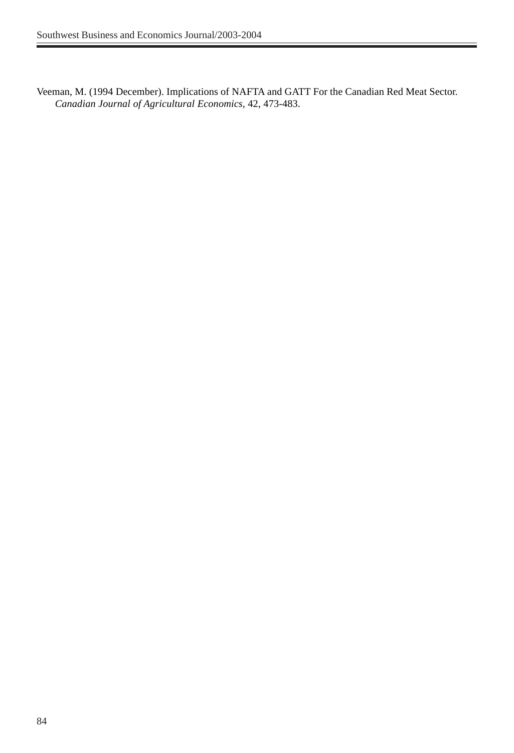Veeman, M. (1994 December). Implications of NAFTA and GATT For the Canadian Red Meat Sector. *Canadian Journal of Agricultural Economics*, 42, 473-483.